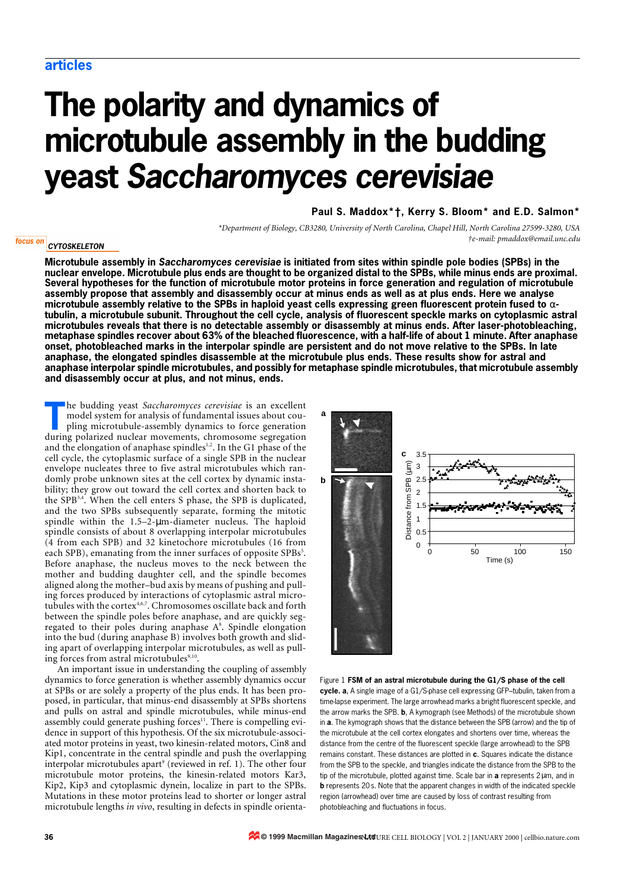# The polarity and dynamics of microtubule assembly in the budding yeast *Saccharomyces cerevisiae*

**Paul S. Maddox\*†, Kerry S. Bloom\* and E.D. Salmon\***

*\*Department of Biology, CB3280, University of North Carolina, Chapel Hill, North Carolina 27599-3280, USA*
*†e-mail: pmaddox@email.unc.edu*

**Microtubule assembly in *Saccharomyces cerevisiae* is initiated from sites within spindle pole bodies (SPBs) in the nuclear envelope. Microtubule plus ends are thought to be organized distal to the SPBs, while minus ends are proximal. Several hypotheses for the function of microtubule motor proteins in force generation and regulation of microtubule assembly propose that assembly and disassembly occur at minus ends as well as at plus ends. Here we analyse microtubule assembly relative to the SPBs in haploid yeast cells expressing green fluorescent protein fused to α-tubulin, a microtubule subunit. Throughout the cell cycle, analysis of fluorescent speckle marks on cytoplasmic astral microtubules reveals that there is no detectable assembly or disassembly at minus ends. After laser-photobleaching, metaphase spindles recover about 63% of the bleached fluorescence, with a half-life of about 1 minute. After anaphase onset, photobleached marks in the interpolar spindle are persistent and do not move relative to the SPBs. In late anaphase, the elongated spindles disassemble at the microtubule plus ends. These results show for astral and anaphase interpolar spindle microtubules, and possibly for metaphase spindle microtubules, that microtubule assembly and disassembly occur at plus, and not minus, ends.**

The budding yeast *Saccharomyces cerevisiae* is an excellent model system for analysis of fundamental issues about coupling microtubule-assembly dynamics to force generation during polarized nuclear movements, chromosome segregation and the elongation of anaphase spindles[1,2]. In the G1 phase of the cell cycle, the cytoplasmic surface of a single SPB in the nuclear envelope nucleates three to five astral microtubules which randomly probe unknown sites at the cell cortex by dynamic instability; they grow out toward the cell cortex and shorten back to the SPB[3,4]. When the cell enters S phase, the SPB is duplicated, and the two SPBs subsequently separate, forming the mitotic spindle within the 1.5–2-μm-diameter nucleus. The haploid spindle consists of about 8 overlapping interpolar microtubules (4 from each SPB) and 32 kinetochore microtubules (16 from each SPB), emanating from the inner surfaces of opposite SPBs[5]. Before anaphase, the nucleus moves to the neck between the mother and budding daughter cell, and the spindle becomes aligned along the mother–bud axis by means of pushing and pulling forces produced by interactions of cytoplasmic astral microtubules with the cortex[4,6,7]. Chromosomes oscillate back and forth between the spindle poles before anaphase, and are quickly segregated to their poles during anaphase A[8]. Spindle elongation into the bud (during anaphase B) involves both growth and sliding apart of overlapping interpolar microtubules, as well as pulling forces from astral microtubules[9,10].

An important issue in understanding the coupling of assembly dynamics to force generation is whether assembly dynamics occur at SPBs or are solely a property of the plus ends. It has been proposed, in particular, that minus-end disassembly at SPBs shortens and pulls on astral and spindle microtubules, while minus-end assembly could generate pushing forces[11]. There is compelling evidence in support of this hypothesis. Of the six microtubule-associated motor proteins in yeast, two kinesin-related motors, Cin8 and Kip1, concentrate in the central spindle and push the overlapping interpolar microtubules apart[9] (reviewed in ref. 1). The other four microtubule motor proteins, the kinesin-related motors Kar3, Kip2, Kip3 and cytoplasmic dynein, localize in part to the SPBs. Mutations in these motor proteins lead to shorter or longer astral microtubule lengths *in vivo*, resulting in defects in spindle orienta-

Figure 1 **FSM of an astral microtubule during the G1/S phase of the cell cycle. a**, A single image of a G1/S-phase cell expressing GFP–tubulin, taken from a time-lapse experiment. The large arrowhead marks a bright fluorescent speckle, and the arrow marks the SPB. **b**, A kymograph (see Methods) of the microtubule shown in **a**. The kymograph shows that the distance between the SPB (arrow) and the tip of the microtubule at the cell cortex elongates and shortens over time, whereas the distance from the centre of the fluorescent speckle (large arrowhead) to the SPB remains constant. These distances are plotted in **c**. Squares indicate the distance from the SPB to the speckle, and triangles indicate the distance from the SPB to the tip of the microtubule, plotted against time. Scale bar in **a** represents 2 μm, and in **b** represents 20 s. Note that the apparent changes in width of the indicated speckle region (arrowhead) over time are caused by loss of contrast resulting from photobleaching and fluctuations in focus.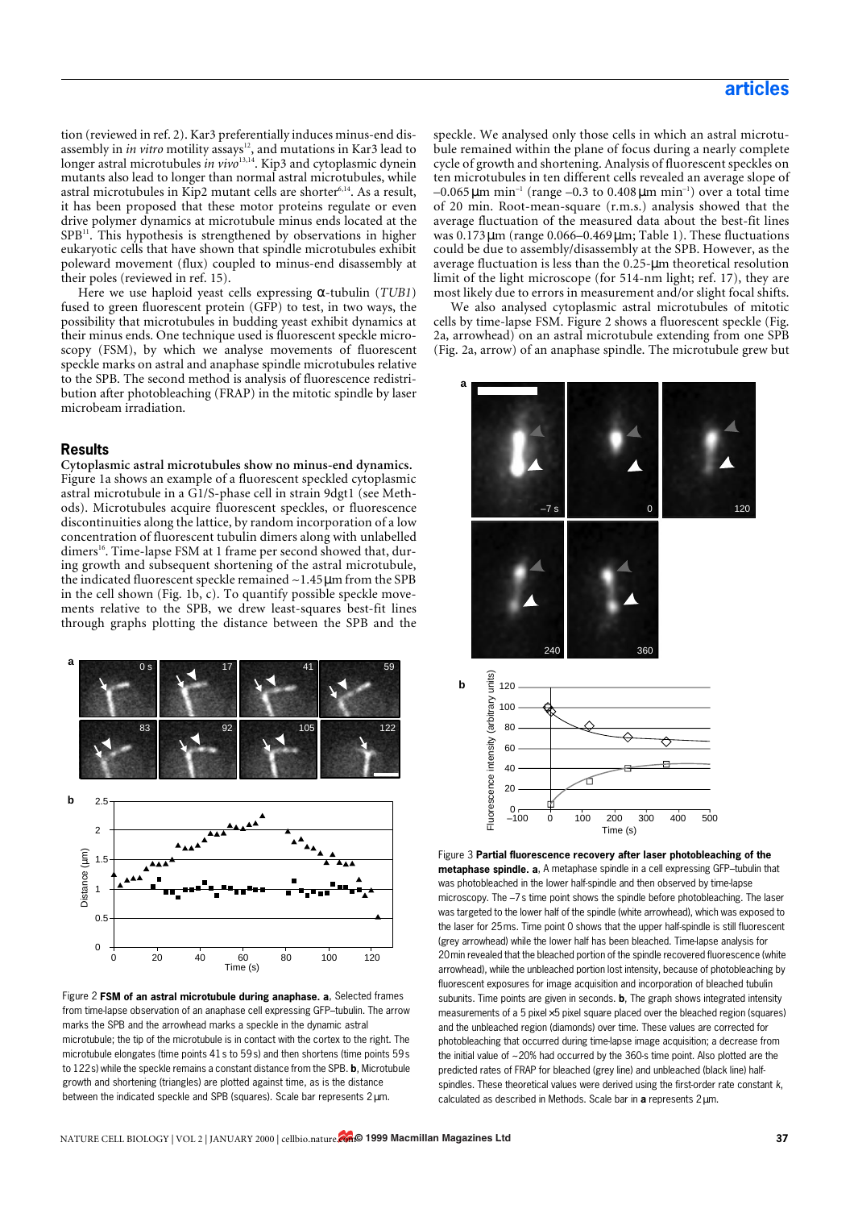tion (reviewed in ref. 2). Kar3 preferentially induces minus-end disassembly in *in vitro* motility assays[12], and mutations in Kar3 lead to longer astral microtubules *in vivo*[13,14]. Kip3 and cytoplasmic dynein mutants also lead to longer than normal astral microtubules, while astral microtubules in Kip2 mutant cells are shorter[6,14]. As a result, it has been proposed that these motor proteins regulate or even drive polymer dynamics at microtubule minus ends located at the SPB[11]. This hypothesis is strengthened by observations in higher eukaryotic cells that have shown that spindle microtubules exhibit poleward movement (flux) coupled to minus-end disassembly at their poles (reviewed in ref. 15).

Here we use haploid yeast cells expressing α-tubulin (*TUB1*) fused to green fluorescent protein (GFP) to test, in two ways, the possibility that microtubules in budding yeast exhibit dynamics at their minus ends. One technique used is fluorescent speckle microscopy (FSM), by which we analyse movements of fluorescent speckle marks on astral and anaphase spindle microtubules relative to the SPB. The second method is analysis of fluorescence redistribution after photobleaching (FRAP) in the mitotic spindle by laser microbeam irradiation.

## Results

**Cytoplasmic astral microtubules show no minus-end dynamics.** Figure 1a shows an example of a fluorescent speckled cytoplasmic astral microtubule in a G1/S-phase cell in strain 9dgt1 (see Methods). Microtubules acquire fluorescent speckles, or fluorescence discontinuities along the lattice, by random incorporation of a low concentration of fluorescent tubulin dimers along with unlabelled dimers[16]. Time-lapse FSM at 1 frame per second showed that, during growth and subsequent shortening of the astral microtubule, the indicated fluorescent speckle remained ~1.45 μm from the SPB in the cell shown (Fig. 1b, c). To quantify possible speckle movements relative to the SPB, we drew least-squares best-fit lines through graphs plotting the distance between the SPB and the speckle. We analysed only those cells in which an astral microtubule remained within the plane of focus during a nearly complete cycle of growth and shortening. Analysis of fluorescent speckles on ten microtubules in ten different cells revealed an average slope of –0.065 μm min$^{-1}$ (range –0.3 to 0.408 μm min$^{-1}$) over a total time of 20 min. Root-mean-square (r.m.s.) analysis showed that the average fluctuation of the measured data about the best-fit lines was 0.173 μm (range 0.066–0.469 μm; Table 1). These fluctuations could be due to assembly/disassembly at the SPB. However, as the average fluctuation is less than the 0.25-μm theoretical resolution limit of the light microscope (for 514-nm light; ref. 17), they are most likely due to errors in measurement and/or slight focal shifts.

We also analysed cytoplasmic astral microtubules of mitotic cells by time-lapse FSM. Figure 2 shows a fluorescent speckle (Fig. 2a, arrowhead) on an astral microtubule extending from one SPB (Fig. 2a, arrow) of an anaphase spindle. The microtubule grew but

Figure 2 **FSM of an astral microtubule during anaphase. a**, Selected frames from time-lapse observation of an anaphase cell expressing GFP–tubulin. The arrow marks the SPB and the arrowhead marks a speckle in the dynamic astral microtubule; the tip of the microtubule is in contact with the cortex to the right. The microtubule elongates (time points 41 s to 59 s) and then shortens (time points 59 s to 122 s) while the speckle remains a constant distance from the SPB. **b**, Microtubule growth and shortening (triangles) are plotted against time, as is the distance between the indicated speckle and SPB (squares). Scale bar represents 2 μm.

Figure 3 **Partial fluorescence recovery after laser photobleaching of the metaphase spindle. a**, A metaphase spindle in a cell expressing GFP–tubulin that was photobleached in the lower half-spindle and then observed by time-lapse microscopy. The –7 s time point shows the spindle before photobleaching. The laser was targeted to the lower half of the spindle (white arrowhead), which was exposed to the laser for 25 ms. Time point 0 shows that the upper half-spindle is still fluorescent (grey arrowhead) while the lower half has been bleached. Time-lapse analysis for 20 min revealed that the bleached portion of the spindle recovered fluorescence (white arrowhead), while the unbleached portion lost intensity, because of photobleaching by fluorescent exposures for image acquisition and incorporation of bleached tubulin subunits. Time points are given in seconds. **b**, The graph shows integrated intensity measurements of a 5 pixel × 5 pixel square placed over the bleached region (squares) and the unbleached region (diamonds) over time. These values are corrected for photobleaching that occurred during time-lapse image acquisition; a decrease from the initial value of ~20% had occurred by the 360-s time point. Also plotted are the predicted rates of FRAP for bleached (grey line) and unbleached (black line) half-spindles. These theoretical values were derived using the first-order rate constant *k*, calculated as described in Methods. Scale bar in **a** represents 2 μm.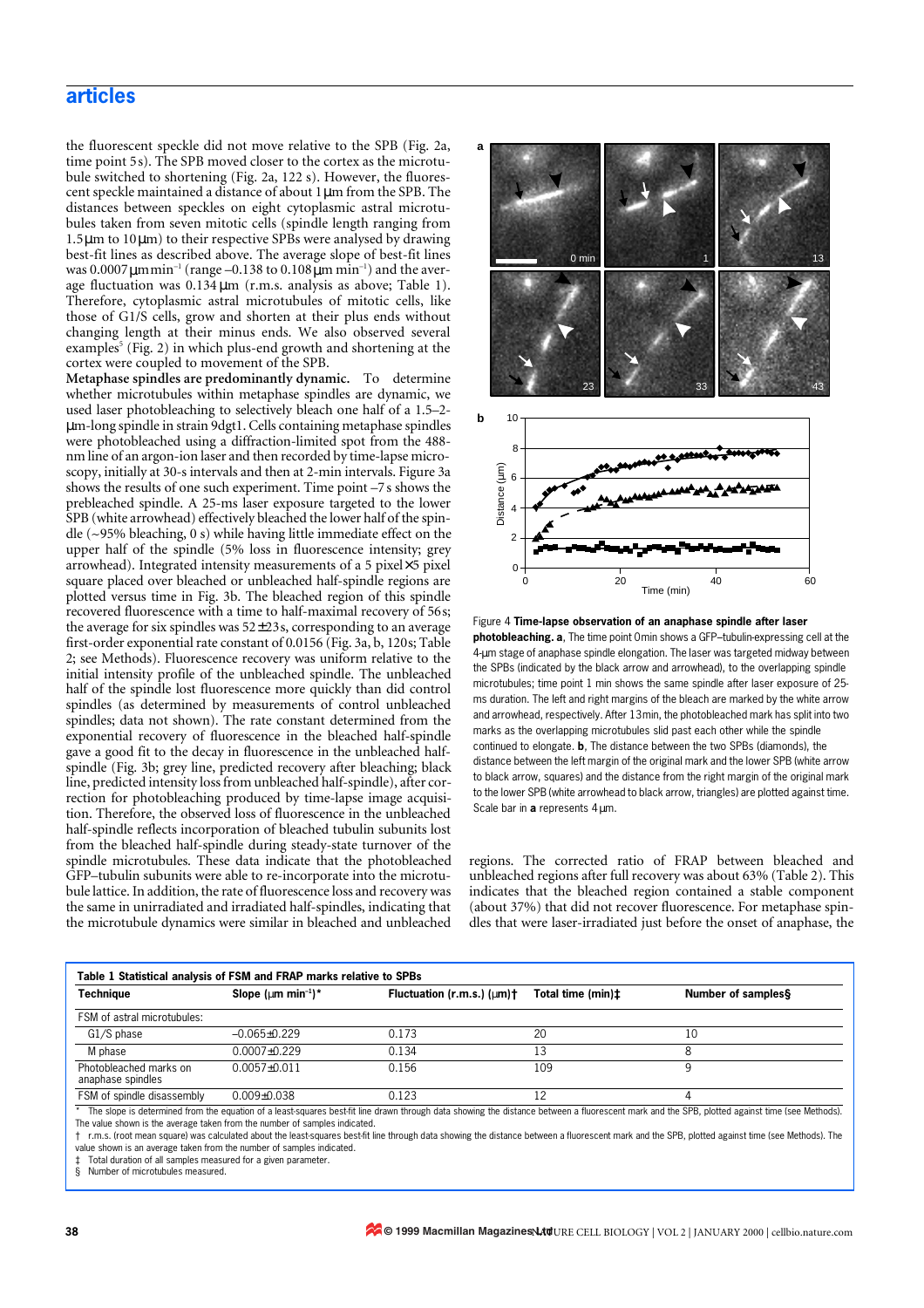the fluorescent speckle did not move relative to the SPB (Fig. 2a, time point 5 s). The SPB moved closer to the cortex as the microtubule switched to shortening (Fig. 2a, 122 s). However, the fluorescent speckle maintained a distance of about 1 μm from the SPB. The distances between speckles on eight cytoplasmic astral microtubules taken from seven mitotic cells (spindle length ranging from 1.5 μm to 10 μm) to their respective SPBs were analysed by drawing best-fit lines as described above. The average slope of best-fit lines was 0.0007 μm min$^{-1}$ (range –0.138 to 0.108 μm min$^{-1}$) and the average fluctuation was 0.134 μm (r.m.s. analysis as above; Table 1). Therefore, cytoplasmic astral microtubules of mitotic cells, like those of G1/S cells, grow and shorten at their plus ends without changing length at their minus ends. We also observed several examples[5] (Fig. 2) in which plus-end growth and shortening at the cortex were coupled to movement of the SPB.

**Metaphase spindles are predominantly dynamic.** To determine whether microtubules within metaphase spindles are dynamic, we used laser photobleaching to selectively bleach one half of a 1.5–2-μm-long spindle in strain 9dgt1. Cells containing metaphase spindles were photobleached using a diffraction-limited spot from the 488-nm line of an argon-ion laser and then recorded by time-lapse microscopy, initially at 30-s intervals and then at 2-min intervals. Figure 3a shows the results of one such experiment. Time point –7 s shows the prebleached spindle. A 25-ms laser exposure targeted to the lower SPB (white arrowhead) effectively bleached the lower half of the spindle (~95% bleaching, 0 s) while having little immediate effect on the upper half of the spindle (5% loss in fluorescence intensity; grey arrowhead). Integrated intensity measurements of a 5 pixel×5 pixel square placed over bleached or unbleached half-spindle regions are plotted versus time in Fig. 3b. The bleached region of this spindle recovered fluorescence with a time to half-maximal recovery of 56 s; the average for six spindles was 52±23 s, corresponding to an average first-order exponential rate constant of 0.0156 (Fig. 3a, b, 120 s; Table 2; see Methods). Fluorescence recovery was uniform relative to the initial intensity profile of the unbleached spindle. The unbleached half of the spindle lost fluorescence more quickly than did control spindles (as determined by measurements of control unbleached spindles; data not shown). The rate constant determined from the exponential recovery of fluorescence in the bleached half-spindle gave a good fit to the decay in fluorescence in the unbleached half-spindle (Fig. 3b; grey line, predicted recovery after bleaching; black line, predicted intensity loss from unbleached half-spindle), after correction for photobleaching produced by time-lapse image acquisition. Therefore, the observed loss of fluorescence in the unbleached half-spindle reflects incorporation of bleached tubulin subunits lost from the bleached half-spindle during steady-state turnover of the spindle microtubules. These data indicate that the photobleached GFP–tubulin subunits were able to re-incorporate into the microtubule lattice. In addition, the rate of fluorescence loss and recovery was the same in unirradiated and irradiated half-spindles, indicating that the microtubule dynamics were similar in bleached and unbleached regions. The corrected ratio of FRAP between bleached and unbleached regions after full recovery was about 63% (Table 2). This indicates that the bleached region contained a stable component (about 37%) that did not recover fluorescence. For metaphase spindles that were laser-irradiated just before the onset of anaphase, the

Figure 4 **Time-lapse observation of an anaphase spindle after laser photobleaching. a**, The time point 0 min shows a GFP–tubulin-expressing cell at the 4-μm stage of anaphase spindle elongation. The laser was targeted midway between the SPBs (indicated by the black arrow and arrowhead), to the overlapping spindle microtubules; time point 1 min shows the same spindle after laser exposure of 25-ms duration. The left and right margins of the bleach are marked by the white arrow and arrowhead, respectively. After 13 min, the photobleached mark has split into two marks as the overlapping microtubules slid past each other while the spindle continued to elongate. **b**, The distance between the two SPBs (diamonds), the distance between the left margin of the original mark and the lower SPB (white arrow to black arrow, squares) and the distance from the right margin of the original mark to the lower SPB (white arrowhead to black arrow, triangles) are plotted against time. Scale bar in **a** represents 4 μm.

**Table 1 Statistical analysis of FSM and FRAP marks relative to SPBs**

| Technique | Slope (μm min$^{-1}$)* | Fluctuation (r.m.s.) (μm)† | Total time (min)‡ | Number of samples§ |
|---|---|---|---|---|
| FSM of astral microtubules: | | | | |
| G1/S phase | −0.065±0.229 | 0.173 | 20 | 10 |
| M phase | 0.0007±0.229 | 0.134 | 13 | 8 |
| Photobleached marks on anaphase spindles | 0.0057±0.011 | 0.156 | 109 | 9 |
| FSM of spindle disassembly | 0.009±0.038 | 0.123 | 12 | 4 |

\* The slope is determined from the equation of a least-squares best-fit line drawn through data showing the distance between a fluorescent mark and the SPB, plotted against time (see Methods). The value shown is the average taken from the number of samples indicated.

† r.m.s. (root mean square) was calculated about the least-squares best-fit line through data showing the distance between a fluorescent mark and the SPB, plotted against time (see Methods). The value shown is an average taken from the number of samples indicated.

‡ Total duration of all samples measured for a given parameter.

§ Number of microtubules measured.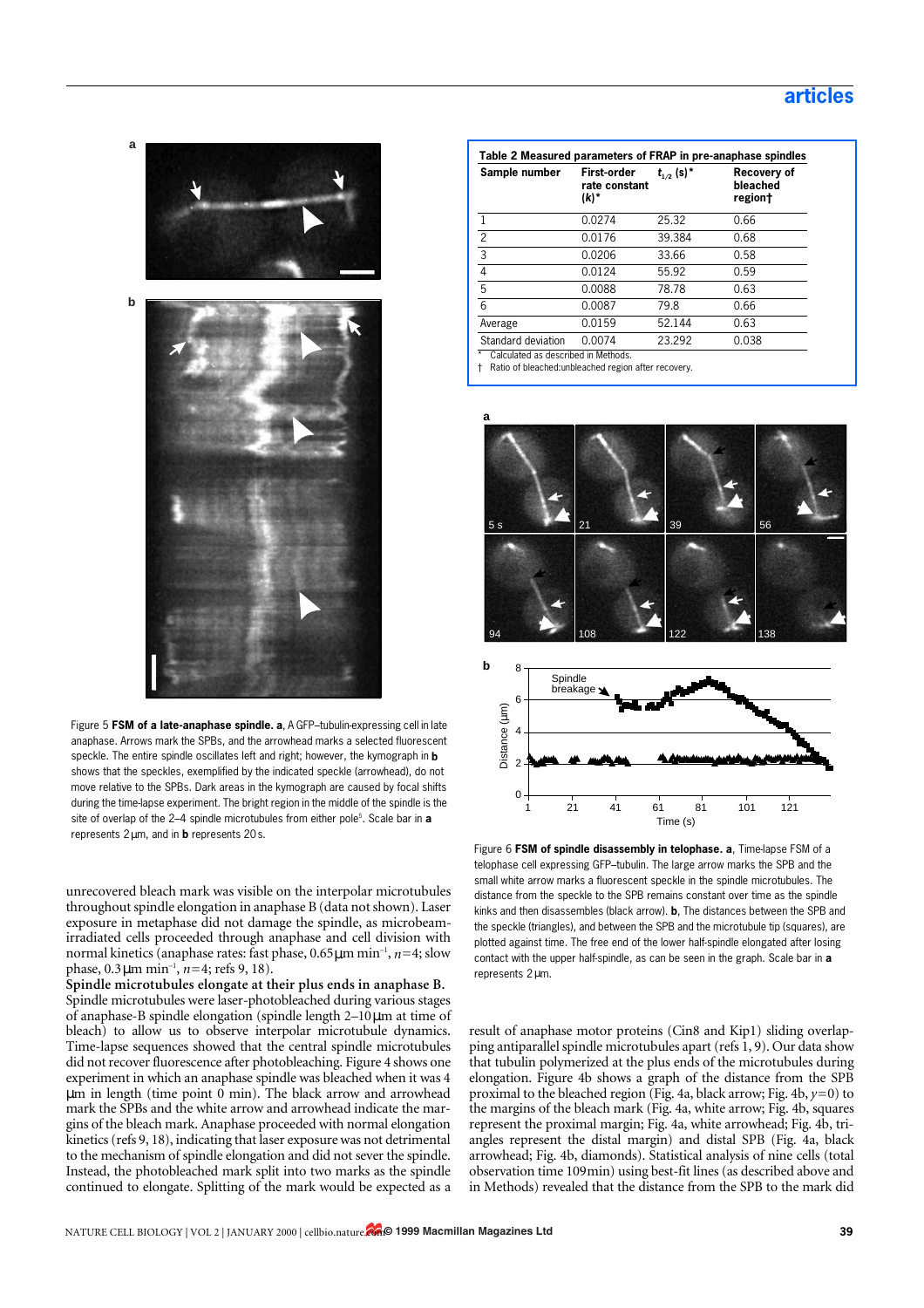Figure 5 **FSM of a late-anaphase spindle. a**, A GFP–tubulin-expressing cell in late anaphase. Arrows mark the SPBs, and the arrowhead marks a selected fluorescent speckle. The entire spindle oscillates left and right; however, the kymograph in **b** shows that the speckles, exemplified by the indicated speckle (arrowhead), do not move relative to the SPBs. Dark areas in the kymograph are caused by focal shifts during the time-lapse experiment. The bright region in the middle of the spindle is the site of overlap of the 2–4 spindle microtubules from either pole[5]. Scale bar in **a** represents 2 μm, and in **b** represents 20 s.

unrecovered bleach mark was visible on the interpolar microtubules throughout spindle elongation in anaphase B (data not shown). Laser exposure in metaphase did not damage the spindle, as microbeam-irradiated cells proceeded through anaphase and cell division with normal kinetics (anaphase rates: fast phase, 0.65 μm min$^{-1}$, $n=4$; slow phase, 0.3 μm min$^{-1}$, $n=4$; refs 9, 18).

**Spindle microtubules elongate at their plus ends in anaphase B.** Spindle microtubules were laser-photobleached during various stages of anaphase-B spindle elongation (spindle length 2–10 μm at time of bleach) to allow us to observe interpolar microtubule dynamics. Time-lapse sequences showed that the central spindle microtubules did not recover fluorescence after photobleaching. Figure 4 shows one experiment in which an anaphase spindle was bleached when it was 4 μm in length (time point 0 min). The black arrow and arrowhead mark the SPBs and the white arrow and arrowhead indicate the margins of the bleach mark. Anaphase proceeded with normal elongation kinetics (refs 9, 18), indicating that laser exposure was not detrimental to the mechanism of spindle elongation and did not sever the spindle. Instead, the photobleached mark split into two marks as the spindle continued to elongate. Splitting of the mark would be expected as a

**Table 2 Measured parameters of FRAP in pre-anaphase spindles**

| Sample number | First-order rate constant ($k$)* | $t_{1/2}$ (s)* | Recovery of bleached region† |
|---|---|---|---|
| 1 | 0.0274 | 25.32 | 0.66 |
| 2 | 0.0176 | 39.384 | 0.68 |
| 3 | 0.0206 | 33.66 | 0.58 |
| 4 | 0.0124 | 55.92 | 0.59 |
| 5 | 0.0088 | 78.78 | 0.63 |
| 6 | 0.0087 | 79.8 | 0.66 |
| Average | 0.0159 | 52.144 | 0.63 |
| Standard deviation | 0.0074 | 23.292 | 0.038 |

\* Calculated as described in Methods.
† Ratio of bleached:unbleached region after recovery.

Figure 6 **FSM of spindle disassembly in telophase. a**, Time-lapse FSM of a telophase cell expressing GFP–tubulin. The large arrow marks the SPB and the small white arrow marks a fluorescent speckle in the spindle microtubules. The distance from the speckle to the SPB remains constant over time as the spindle kinks and then disassembles (black arrow). **b**, The distances between the SPB and the speckle (triangles), and between the SPB and the microtubule tip (squares), are plotted against time. The free end of the lower half-spindle elongated after losing contact with the upper half-spindle, as can be seen in the graph. Scale bar in **a** represents 2 μm.

result of anaphase motor proteins (Cin8 and Kip1) sliding overlapping antiparallel spindle microtubules apart (refs 1, 9). Our data show that tubulin polymerized at the plus ends of the microtubules during elongation. Figure 4b shows a graph of the distance from the SPB proximal to the bleached region (Fig. 4a, black arrow; Fig. 4b, $y=0$) to the margins of the bleach mark (Fig. 4a, white arrow; Fig. 4b, squares represent the proximal margin; Fig. 4a, white arrowhead; Fig. 4b, triangles represent the distal margin) and distal SPB (Fig. 4a, black arrowhead; Fig. 4b, diamonds). Statistical analysis of nine cells (total observation time 109 min) using best-fit lines (as described above and in Methods) revealed that the distance from the SPB to the mark did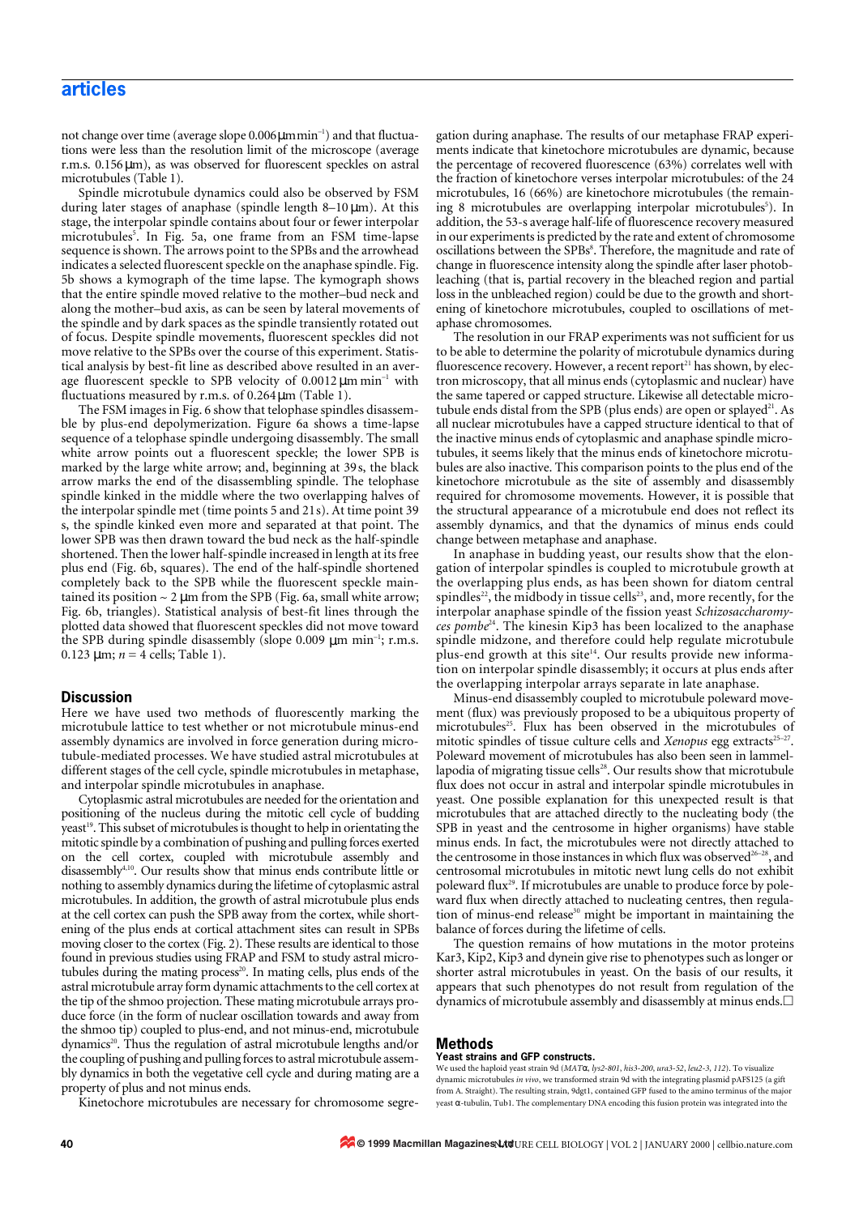not change over time (average slope 0.006 μm min$^{-1}$) and that fluctuations were less than the resolution limit of the microscope (average r.m.s. 0.156 μm), as was observed for fluorescent speckles on astral microtubules (Table 1).

Spindle microtubule dynamics could also be observed by FSM during later stages of anaphase (spindle length 8–10 μm). At this stage, the interpolar spindle contains about four or fewer interpolar microtubules[5]. In Fig. 5a, one frame from an FSM time-lapse sequence is shown. The arrows point to the SPBs and the arrowhead indicates a selected fluorescent speckle on the anaphase spindle. Fig. 5b shows a kymograph of the time lapse. The kymograph shows that the entire spindle moved relative to the mother–bud neck and along the mother–bud axis, as can be seen by lateral movements of the spindle and by dark spaces as the spindle transiently rotated out of focus. Despite spindle movements, fluorescent speckles did not move relative to the SPBs over the course of this experiment. Statistical analysis by best-fit line as described above resulted in an average fluorescent speckle to SPB velocity of 0.0012 μm min$^{-1}$ with fluctuations measured by r.m.s. of 0.264 μm (Table 1).

The FSM images in Fig. 6 show that telophase spindles disassemble by plus-end depolymerization. Figure 6a shows a time-lapse sequence of a telophase spindle undergoing disassembly. The small white arrow points out a fluorescent speckle; the lower SPB is marked by the large white arrow; and, beginning at 39 s, the black arrow marks the end of the disassembling spindle. The telophase spindle kinked in the middle where the two overlapping halves of the interpolar spindle met (time points 5 and 21 s). At time point 39 s, the spindle kinked even more and separated at that point. The lower SPB was then drawn toward the bud neck as the half-spindle shortened. Then the lower half-spindle increased in length at its free plus end (Fig. 6b, squares). The end of the half-spindle shortened completely back to the SPB while the fluorescent speckle maintained its position ~ 2 μm from the SPB (Fig. 6a, small white arrow; Fig. 6b, triangles). Statistical analysis of best-fit lines through the plotted data showed that fluorescent speckles did not move toward the SPB during spindle disassembly (slope 0.009 μm min$^{-1}$; r.m.s. 0.123 μm; $n = 4$ cells; Table 1).

## Discussion

Here we have used two methods of fluorescently marking the microtubule lattice to test whether or not microtubule minus-end assembly dynamics are involved in force generation during microtubule-mediated processes. We have studied astral microtubules at different stages of the cell cycle, spindle microtubules in metaphase, and interpolar spindle microtubules in anaphase.

Cytoplasmic astral microtubules are needed for the orientation and positioning of the nucleus during the mitotic cell cycle of budding yeast[19]. This subset of microtubules is thought to help in orientating the mitotic spindle by a combination of pushing and pulling forces exerted on the cell cortex, coupled with microtubule assembly and disassembly[4,10]. Our results show that minus ends contribute little or nothing to assembly dynamics during the lifetime of cytoplasmic astral microtubules. In addition, the growth of astral microtubule plus ends at the cell cortex can push the SPB away from the cortex, while shortening of the plus ends at cortical attachment sites can result in SPBs moving closer to the cortex (Fig. 2). These results are identical to those found in previous studies using FRAP and FSM to study astral microtubules during the mating process[20]. In mating cells, plus ends of the astral microtubule array form dynamic attachments to the cell cortex at the tip of the shmoo projection. These mating microtubule arrays produce force (in the form of nuclear oscillation towards and away from the shmoo tip) coupled to plus-end, and not minus-end, microtubule dynamics[20]. Thus the regulation of astral microtubule lengths and/or the coupling of pushing and pulling forces to astral microtubule assembly dynamics in both the vegetative cell cycle and during mating are a property of plus and not minus ends.

Kinetochore microtubules are necessary for chromosome segregation during anaphase. The results of our metaphase FRAP experiments indicate that kinetochore microtubules are dynamic, because the percentage of recovered fluorescence (63%) correlates well with the fraction of kinetochore verses interpolar microtubules: of the 24 microtubules, 16 (66%) are kinetochore microtubules (the remaining 8 microtubules are overlapping interpolar microtubules[5]). In addition, the 53-s average half-life of fluorescence recovery measured in our experiments is predicted by the rate and extent of chromosome oscillations between the SPBs[8]. Therefore, the magnitude and rate of change in fluorescence intensity along the spindle after laser photobleaching (that is, partial recovery in the bleached region and partial loss in the unbleached region) could be due to the growth and shortening of kinetochore microtubules, coupled to oscillations of metaphase chromosomes.

The resolution in our FRAP experiments was not sufficient for us to be able to determine the polarity of microtubule dynamics during fluorescence recovery. However, a recent report[21] has shown, by electron microscopy, that all minus ends (cytoplasmic and nuclear) have the same tapered or capped structure. Likewise all detectable microtubule ends distal from the SPB (plus ends) are open or splayed[21]. As all nuclear microtubules have a capped structure identical to that of the inactive minus ends of cytoplasmic and anaphase spindle microtubules, it seems likely that the minus ends of kinetochore microtubules are also inactive. This comparison points to the plus end of the kinetochore microtubule as the site of assembly and disassembly required for chromosome movements. However, it is possible that the structural appearance of a microtubule end does not reflect its assembly dynamics, and that the dynamics of minus ends could change between metaphase and anaphase.

In anaphase in budding yeast, our results show that the elongation of interpolar spindles is coupled to microtubule growth at the overlapping plus ends, as has been shown for diatom central spindles[22], the midbody in tissue cells[23], and, more recently, for the interpolar anaphase spindle of the fission yeast *Schizosaccharomyces pombe*[24]. The kinesin Kip3 has been localized to the anaphase spindle midzone, and therefore could help regulate microtubule plus-end growth at this site[14]. Our results provide new information on interpolar spindle disassembly; it occurs at plus ends after the overlapping interpolar arrays separate in late anaphase.

Minus-end disassembly coupled to microtubule poleward movement (flux) was previously proposed to be a ubiquitous property of microtubules[25]. Flux has been observed in the microtubules of mitotic spindles of tissue culture cells and *Xenopus* egg extracts[25–27]. Poleward movement of microtubules has also been seen in lammellapodia of migrating tissue cells[28]. Our results show that microtubule flux does not occur in astral and interpolar spindle microtubules in yeast. One possible explanation for this unexpected result is that microtubules that are attached directly to the nucleating body (the SPB in yeast and the centrosome in higher organisms) have stable minus ends. In fact, the microtubules were not directly attached to the centrosome in those instances in which flux was observed[26–28], and centrosomal microtubules in mitotic newt lung cells do not exhibit poleward flux[29]. If microtubules are unable to produce force by poleward flux when directly attached to nucleating centres, then regulation of minus-end release[30] might be important in maintaining the balance of forces during the lifetime of cells.

The question remains of how mutations in the motor proteins Kar3, Kip2, Kip3 and dynein give rise to phenotypes such as longer or shorter astral microtubules in yeast. On the basis of our results, it appears that such phenotypes do not result from regulation of the dynamics of microtubule assembly and disassembly at minus ends. □

## Methods

### Yeast strains and GFP constructs.

We used the haploid yeast strain 9d (*MAT*α, *lys2-801*, *his3-200*, *ura3-52*, *leu2-3*, *112*). To visualize dynamic microtubules *in vivo*, we transformed strain 9d with the integrating plasmid pAFS125 (a gift from A. Straight). The resulting strain, 9dgt1, contained GFP fused to the amino terminus of the major yeast α-tubulin, Tub1. The complementary DNA encoding this fusion protein was integrated into the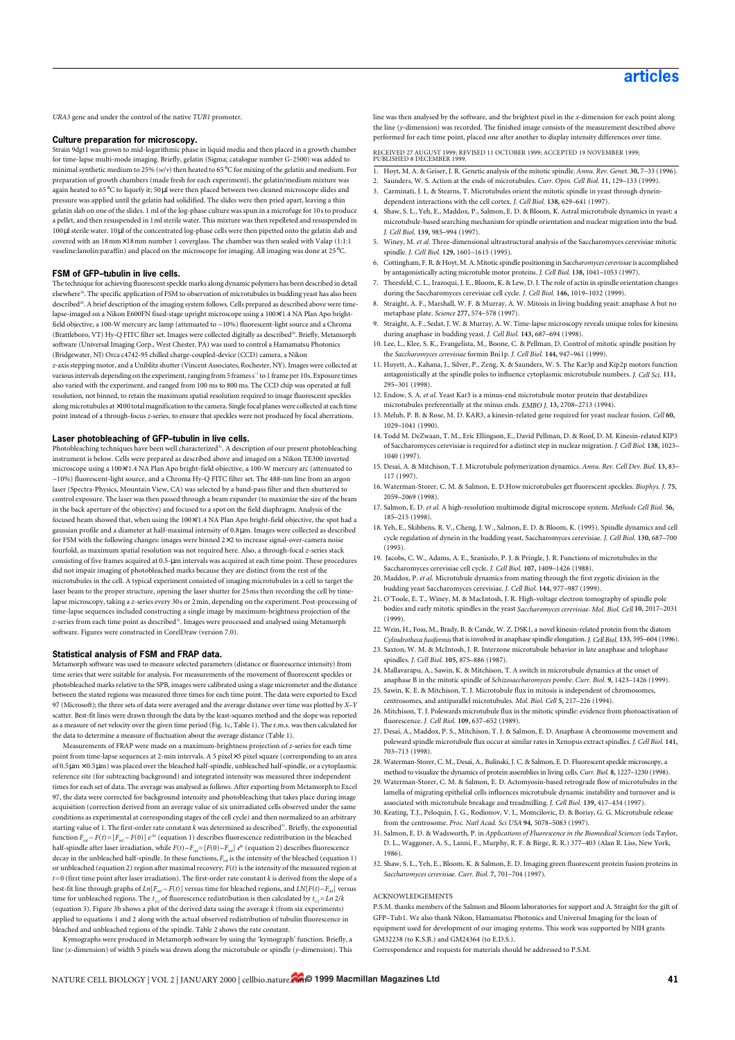*URA3* gene and under the control of the native *TUB1* promoter.

### Culture preparation for microscopy.

Strain 9dgt1 was grown to mid-logarithmic phase in liquid media and then placed in a growth chamber for time-lapse multi-mode imaging. Briefly, gelatin (Sigma; catalogue number G-2500) was added to minimal synthetic medium to 25% (*w*/*v*) then heated to 65 °C for mixing of the gelatin and medium. For preparation of growth chambers (made fresh for each experiment), the gelatin/medium mixture was again heated to 65 °C to liquefy it; 50 μl were then placed between two cleaned microscope slides and pressure was applied until the gelatin had solidified. The slides were then pried apart, leaving a thin gelatin slab on one of the slides. 1 ml of the log-phase culture was spun in a microfuge for 10 s to produce a pellet, and then resuspended in 1 ml sterile water. This mixture was then repelleted and resuspended in 100 μl sterile water. 10 μl of the concentrated log-phase cells were then pipetted onto the gelatin slab and covered with an 18 mm × 18 mm number 1 coverglass. The chamber was then sealed with Valap (1:1:1 vaseline:lanolin:paraffin) and placed on the microscope for imaging. All imaging was done at 25 °C.

### FSM of GFP–tubulin in live cells.

The technique for achieving fluorescent speckle marks along dynamic polymers has been described in detail elsewhere[16]. The specific application of FSM to observation of microtubules in budding yeast has also been described[20]. A brief description of the imaging system follows. Cells prepared as described above were time-lapse-imaged on a Nikon E600FN fixed-stage upright microscope using a 100×1.4 NA Plan Apo bright-field objective, a 100-W mercury arc lamp (attenuated to ~10%) fluorescent-light source and a Chroma (Brattleboro, VT) Hy-Q FITC filter set. Images were collected digitally as described[20]. Briefly, Metamorph software (Universal Imaging Corp., West Chester, PA) was used to control a Hamamatsu Photonics (Bridgewater, NJ) Orca c4742-95 chilled charge-coupled-device (CCD) camera, a Nikon *z*-axis stepping motor, and a Uniblitz shutter (Vincent Associates, Rochester, NY). Images were collected at various intervals depending on the experiment, ranging from 5 frames $s^{-1}$ to 1 frame per 10 s. Exposure times also varied with the experiment, and ranged from 100 ms to 800 ms. The CCD chip was operated at full resolution, not binned, to retain the maximum spatial resolution required to image fluorescent speckles along microtubules at ×100 total magnification to the camera. Single focal planes were collected at each time point instead of a through-focus *z*-series, to ensure that speckles were not produced by focal aberrations.

### Laser photobleaching of GFP–tubulin in live cells.

Photobleaching techniques have been well characterized[31]. A description of our present photobleaching instrument is below. Cells were prepared as described above and imaged on a Nikon TE300 inverted microscope using a 100×1.4 NA Plan Apo bright-field objective, a 100-W mercury arc (attenuated to ~10%) fluorescent-light source, and a Chroma Hy-Q FITC filter set. The 488-nm line from an argon laser (Spectra-Physics, Mountain View, CA) was selected by a band-pass filter and then shuttered to control exposure. The laser was then passed through a beam expander (to maximize the size of the beam in the back aperture of the objective) and focused to a spot on the field diaphragm. Analysis of the focused beam showed that, when using the 100×1.4 NA Plan Apo bright-field objective, the spot had a gaussian profile and a diameter at half-maximal intensity of 0.8 μm. Images were collected as described for FSM with the following changes: images were binned 2×2 to increase signal-over-camera noise fourfold, as maximum spatial resolution was not required here. Also, a through-focal *z*-series stack consisting of five frames acquired at 0.5-μm intervals was acquired at each time point. These procedures did not impair imaging of photobleached marks because they are distinct from the rest of the microtubules in the cell. A typical experiment consisted of imaging microtubules in a cell to target the laser beam to the proper structure, opening the laser shutter for 25 ms then recording the cell by time-lapse microscopy, taking a *z*-series every 30 s or 2 min, depending on the experiment. Post-processing of time-lapse sequences included constructing a single image by maximum-brightness projection of the *z*-series from each time point as described[32]. Images were processed and analysed using Metamorph software. Figures were constructed in CorelDraw (version 7.0).

### Statistical analysis of FSM and FRAP data.

Metamorph software was used to measure selected parameters (distance or fluorescence intensity) from time series that were suitable for analysis. For measurements of the movement of fluorescent speckles or photobleached marks relative to the SPB, images were calibrated using a stage micrometer and the distance between the stated regions was measured three times for each time point. The data were exported to Excel 97 (Microsoft); the three sets of data were averaged and the average distance over time was plotted by *X*–*Y* scatter. Best-fit lines were drawn through the data by the least-squares method and the slope was reported as a measure of net velocity over the given time period (Fig. 1c, Table 1). The r.m.s. was then calculated for the data to determine a measure of fluctuation about the average distance (Table 1).

Measurements of FRAP were made on a maximum-brightness projection of *z*-series for each time point from time-lapse sequences at 2-min intervals. A 5 pixel×5 pixel square (corresponding to an area of 0.5 μm × 0.5 μm) was placed over the bleached half-spindle, unbleached half-spindle, or a cytoplasmic reference site (for subtracting background) and integrated intensity was measured three independent times for each set of data. The average was analysed as follows. After exporting from Metamorph to Excel 97, the data were corrected for background intensity and photobleaching that takes place during image acquisition (correction derived from an average value of six unirradiated cells observed under the same conditions as experimental at corresponding stages of the cell cycle) and then normalized to an arbitrary starting value of 1. The first-order rate constant *k* was determined as described[31]. Briefly, the exponential function $F_{\rm \infty} - F(t) = [F_{\rm \infty} - F(0)]\, e^{-kt}$ (equation 1) describes fluorescence redistribution in the bleached half-spindle after laser irradiation, while $F(t) - F_{\rm \infty} = [F(0) - F_{\rm \infty}]\, e^{kt}$ (equation 2) describes fluorescence decay in the unbleached half-spindle. In these functions, $F_{\rm \infty}$ is the intensity of the bleached (equation 1) or unbleached (equation 2) region after maximal recovery; $F(t)$ is the intensity of the measured region at $t = 0$ (first time point after laser irradiation). The first-order rate constant *k* is derived from the slope of a best-fit line through graphs of $Ln[F_{\rm \infty} - F(t)]$ versus time for bleached regions, and $LN[F(t) - F_{\rm \infty}]$ versus time for unbleached regions. The $t_{1/2}$ of fluorescence redistribution is then calculated by $t_{1/2} = Ln\,2/k$ (equation 3). Figure 3b shows a plot of the derived data using the average *k* (from six experiments) applied to equations 1 and 2 along with the actual observed redistribution of tubulin fluorescence in bleached and unbleached regions of the spindle. Table 2 shows the rate constant.

Kymographs were produced in Metamorph software by using the 'kymograph' function. Briefly, a line (*x*-dimension) of width 5 pixels was drawn along the microtubule or spindle (*y*-dimension). This line was then analysed by the software, and the brightest pixel in the *x*-dimension for each point along the line (*y*-dimension) was recorded. The finished image consists of the measurement described above performed for each time point, placed one after another to display intensity differences over time.

RECEIVED 27 AUGUST 1999; REVISED 11 OCTOBER 1999; ACCEPTED 19 NOVEMBER 1999; PUBLISHED 8 DECEMBER 1999.

1. Hoyt, M. A. & Geiser, J. R. Genetic analysis of the mitotic spindle. *Annu. Rev. Genet.* **30,** 7–33 (1996).
2. Saunders, W. S. Action at the ends of microtubules. *Curr. Opin. Cell Biol.* **11,** 129–133 (1999).
3. Carminati, J. L. & Stearns, T. Microtubules orient the mitotic spindle in yeast through dynein-dependent interactions with the cell cortex. *J. Cell Biol.* **138,** 629–641 (1997).
4. Shaw, S. L., Yeh, E., Maddox, P., Salmon, E. D. & Bloom, K. Astral microtubule dynamics in yeast: a microtubule-based searching mechanism for spindle orientation and nuclear migration into the bud. *J. Cell Biol.* **139,** 985–994 (1997).
5. Winey, M. *et al*. Three-dimensional ultrastructural analysis of the Saccharomyces cerevisiae mitotic spindle. *J. Cell Biol.* **129,** 1601–1615 (1995).
6. Cottingham, F. R. & Hoyt, M. A. Mitotic spindle positioning in *Saccharomyces cerevisiae* is accomplished by antagonistically acting microtubule motor proteins. *J. Cell Biol.* **138,** 1041–1053 (1997).
7. Theesfeld, C. L., Irazoqui, J. E., Bloom, K. & Lew, D. J. The role of actin in spindle orientation changes during the Saccharomyces cerevisiae cell cycle. *J. Cell Biol.* **146,** 1019–1032 (1999).
8. Straight, A. F., Marshall, W. F. & Murray, A. W. Mitosis in living budding yeast: anaphase A but no metaphase plate. *Science* **277,** 574–578 (1997).
9. Straight, A. F., Sedat, J. W. & Murray, A. W. Time-lapse microscopy reveals unique roles for kinesins during anaphase in budding yeast. *J. Cell Biol.* **143,** 687–694 (1998).
10. Lee, L., Klee, S. K., Evangelista, M., Boone, C. & Pellman, D. Control of mitotic spindle position by the *Saccharomyces cerevisiae* formin Bni1p. *J. Cell Biol.* **144,** 947–961 (1999).
11. Huyett, A., Kahana, J., Silver, P., Zeng, X. & Saunders, W. S. The Kar3p and Kip2p motors function antagonistically at the spindle poles to influence cytoplasmic microtubule numbers. *J. Cell Sci.* **111,** 295–301 (1998).
12. Endow, S. A. *et al.* Yeast Kar3 is a minus-end microtubule motor protein that destabilizes microtubules preferentially at the minus ends. *EMBO J.* **13,** 2708–2713 (1994).
13. Meluh, P. B. & Rose, M. D. KAR3, a kinesin-related gene required for yeast nuclear fusion. *Cell* **60,** 1029–1041 (1990).
14. Todd M. DeZwaan, T. M., Eric Ellingson, E., David Pellman, D. & Roof, D. M. Kinesin-related KIP3 of Saccharomyces cerevisiae is required for a distinct step in nuclear migration. *J. Cell Biol.* **138,** 1023–1040 (1997).
15. Desai, A. & Mitchison, T. J. Microtubule polymerization dynamics. *Annu. Rev. Cell Dev. Biol.* **13,** 83–117 (1997).
16. Waterman-Storer, C. M. & Salmon, E. D. How microtubules get fluorescent speckles. *Biophys. J.* **75,** 2059–2069 (1998).
17. Salmon, E. D. *et al.* A high-resolution multimode digital microscope system. *Methods Cell Biol.* **56,** 185–215 (1998).
18. Yeh, E., Skibbens, R. V., Cheng, J. W., Salmon, E. D. & Bloom, K. (1995). Spindle dynamics and cell cycle regulation of dynein in the budding yeast, Saccharomyces cerevisiae. *J. Cell Biol.* **130,** 687–700 (1995).
19. Jacobs, C. W., Adams, A. E., Szaniszlo, P. J. & Pringle, J. R. Functions of microtubules in the Saccharomyces cerevisiae cell cycle. *J. Cell Biol.* **107,** 1409–1426 (1988).
20. Maddox, P. *et al.* Microtubule dynamics from mating through the first zygotic division in the budding yeast Saccharomyces cerevisiae. *J. Cell Biol.* **144,** 977–987 (1999).
21. O'Toole, E. T., Winey, M. & MacIntosh, J. R. High-voltage electron tomography of spindle pole bodies and early mitotic spindles in the yeast *Saccharomyces cerevisiae*. *Mol. Biol. Cell* **10,** 2017–2031 (1999).
22. Wein, H., Foss, M., Brady, B. & Cande, W. Z. DSK1, a novel kinesin-related protein from the diatom *Cylindrotheca fusiformis* that is involved in anaphase spindle elongation. *J. Cell Biol.* **133,** 595–604 (1996).
23. Saxton, W. M. & McIntosh, J. R. Interzone microtubule behavior in late anaphase and telophase spindles. *J. Cell Biol.* **105,** 875–886 (1987).
24. Mallavarapu, A., Sawin, K. & Mitchison, T. A switch in microtubule dynamics at the onset of anaphase B in the mitotic spindle of *Schizosaccharomyces pombe*. *Curr. Biol.* **9,** 1423–1426 (1999).
25. Sawin, K. E. & Mitchison, T. J. Microtubule flux in mitosis is independent of chromosomes, centrosomes, and antiparallel microtubules. *Mol. Biol. Cell* **5,** 217–226 (1994).
26. Mitchison, T. J. Polewards microtubule flux in the mitotic spindle: evidence from photoactivation of fluorescence. *J. Cell Biol.* **109,** 637–652 (1989).
27. Desai, A., Maddox, P. S., Mitchison, T. J. & Salmon, E. D. Anaphase A chromosome movement and poleward spindle microtubule flux occur at similar rates in Xenopus extract spindles. *J. Cell Biol.* **141,** 703–713 (1998).
28. Waterman-Storer, C. M., Desai, A., Bulinski, J. C. & Salmon, E. D. Fluorescent speckle microscopy, a method to visualize the dynamics of protein assemblies in living cells. *Curr. Biol.* **8,** 1227–1230 (1998).
29. Waterman-Storer, C. M. & Salmon, E. D. Actomyosin-based retrograde flow of microtubules in the lamella of migrating epithelial cells influences microtubule dynamic instability and turnover and is associated with microtubule breakage and treadmilling. *J. Cell Biol.* **139,** 417–434 (1997).
30. Keating, T. J., Peloquin, J. G., Rodionov, V. I., Momcilovic, D. & Borisy, G. G. Microtubule release from the centrosome. *Proc. Natl Acad. Sci USA* **94,** 5078–5083 (1997).
31. Salmon, E. D. & Wadsworth, P. in *Applications of Fluorescence in the Biomedical Sciences* (eds Taylor, D. L., Waggoner, A. S., Lanni, F., Murphy, R. F. & Birge, R. R.) 377–403 (Alan R. Liss, New York, 1986).
32. Shaw, S. L., Yeh, E., Bloom, K. & Salmon, E. D. Imaging green fluorescent protein fusion proteins in *Saccharomyces cerevisiae*. *Curr. Biol.* **7,** 701–704 (1997).

ACKNOWLEDGEMENTS

P.S.M. thanks members of the Salmon and Bloom laboratories for support and A. Straight for the gift of GFP–Tub1. We also thank Nikon, Hamamatsu Photonics and Universal Imaging for the loan of equipment used for development of our imaging systems. This work was supported by NIH grants GM32238 (to K.S.B.) and GM24364 (to E.D.S.).

Correspondence and requests for materials should be addressed to P.S.M.